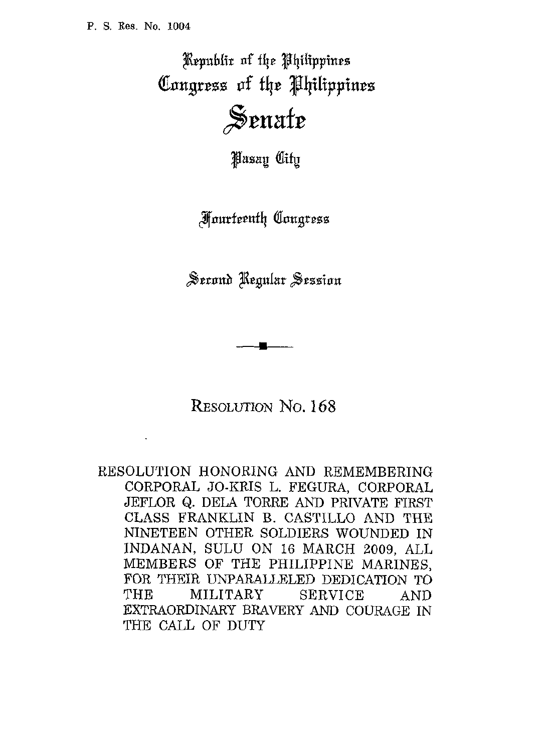P. S. Res. No. 1004

Republic of the Philippines
Congress of the Philippines

# Senate

Pasay City

Fourteenth Congress

Second Regular Session

---

## RESOLUTION NO. 168

RESOLUTION HONORING AND REMEMBERING CORPORAL JO-KRIS L. FEGURA, CORPORAL JEFLOR Q. DELA TORRE AND PRIVATE FIRST CLASS FRANKLIN B. CASTILLO AND THE NINETEEN OTHER SOLDIERS WOUNDED IN INDANAN, SULU ON 16 MARCH 2009, ALL MEMBERS OF THE PHILIPPINE MARINES, FOR THEIR UNPARALLELED DEDICATION TO THE MILITARY SERVICE AND EXTRAORDINARY BRAVERY AND COURAGE IN THE CALL OF DUTY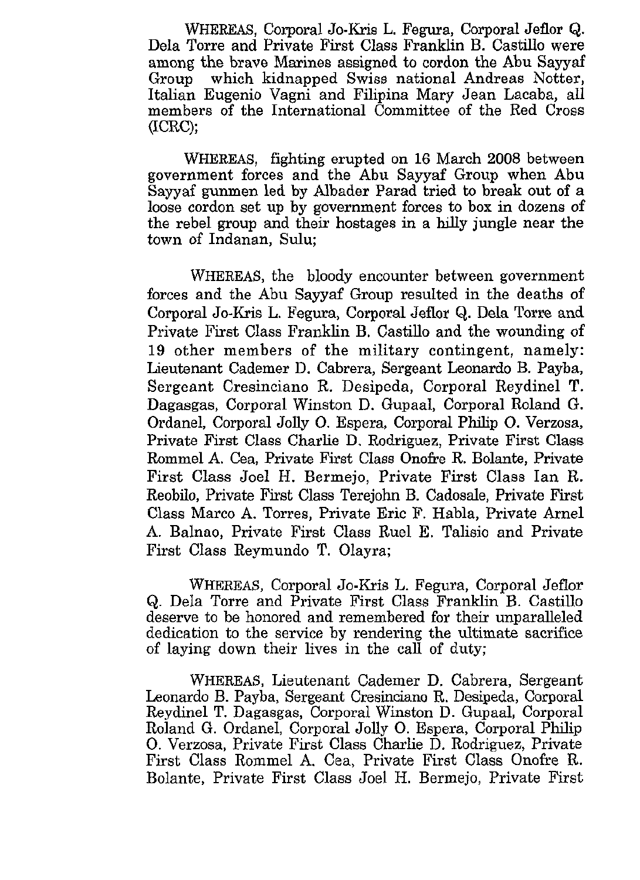WHEREAS, Corporal Jo-Kris L. Fegura, Corporal Jeflor Q. Dela Torre and Private First Class Franklin B. Castillo were among the brave Marines assigned to cordon the Abu Sayyaf Group which kidnapped Swiss national Andreas Notter, Italian Eugenio Vagni and Filipina Mary Jean Lacaba, all members of the International Committee of the Red Cross (ICRC);

WHEREAS, fighting erupted on 16 March 2008 between government forces and the Abu Sayyaf Group when Abu Sayyaf gunmen led by Albader Parad tried to break out of a loose cordon set up by government forces to box in dozens of the rebel group and their hostages in a hilly jungle near the town of Indanan, Sulu;

WHEREAS, the bloody encounter between government forces and the Abu Sayyaf Group resulted in the deaths of Corporal Jo-Kris L. Fegura, Corporal Jeflor Q. Dela Torre and Private First Class Franklin B. Castillo and the wounding of 19 other members of the military contingent, namely: Lieutenant Cademer D. Cabrera, Sergeant Leonardo B. Payba, Sergeant Cresinciano R. Desipeda, Corporal Reydinel T. Dagasgas, Corporal Winston D. Gupaal, Corporal Roland G. Ordanel, Corporal Jolly O. Espera, Corporal Philip O. Verzosa, Private First Class Charlie D. Rodriguez, Private First Class Rommel A. Cea, Private First Class Onofre R. Bolante, Private First Class Joel H. Bermejo, Private First Class Ian R. Reobilo, Private First Class Terejohn B. Cadosale, Private First Class Marco A. Torres, Private Eric F. Habla, Private Arnel A. Balnao, Private First Class Ruel E. Talisio and Private First Class Reymundo T. Olayra;

WHEREAS, Corporal Jo-Kris L. Fegura, Corporal Jeflor Q. Dela Torre and Private First Class Franklin B. Castillo deserve to be honored and remembered for their unparalleled dedication to the service by rendering the ultimate sacrifice of laying down their lives in the call of duty;

WHEREAS, Lieutenant Cademer D. Cabrera, Sergeant Leonardo B. Payba, Sergeant Cresinciano R. Desipeda, Corporal Reydinel T. Dagasgas, Corporal Winston D. Gupaal, Corporal Roland G. Ordanel, Corporal Jolly O. Espera, Corporal Philip O. Verzosa, Private First Class Charlie D. Rodriguez, Private First Class Rommel A. Cea, Private First Class Onofre R. Bolante, Private First Class Joel H. Bermejo, Private First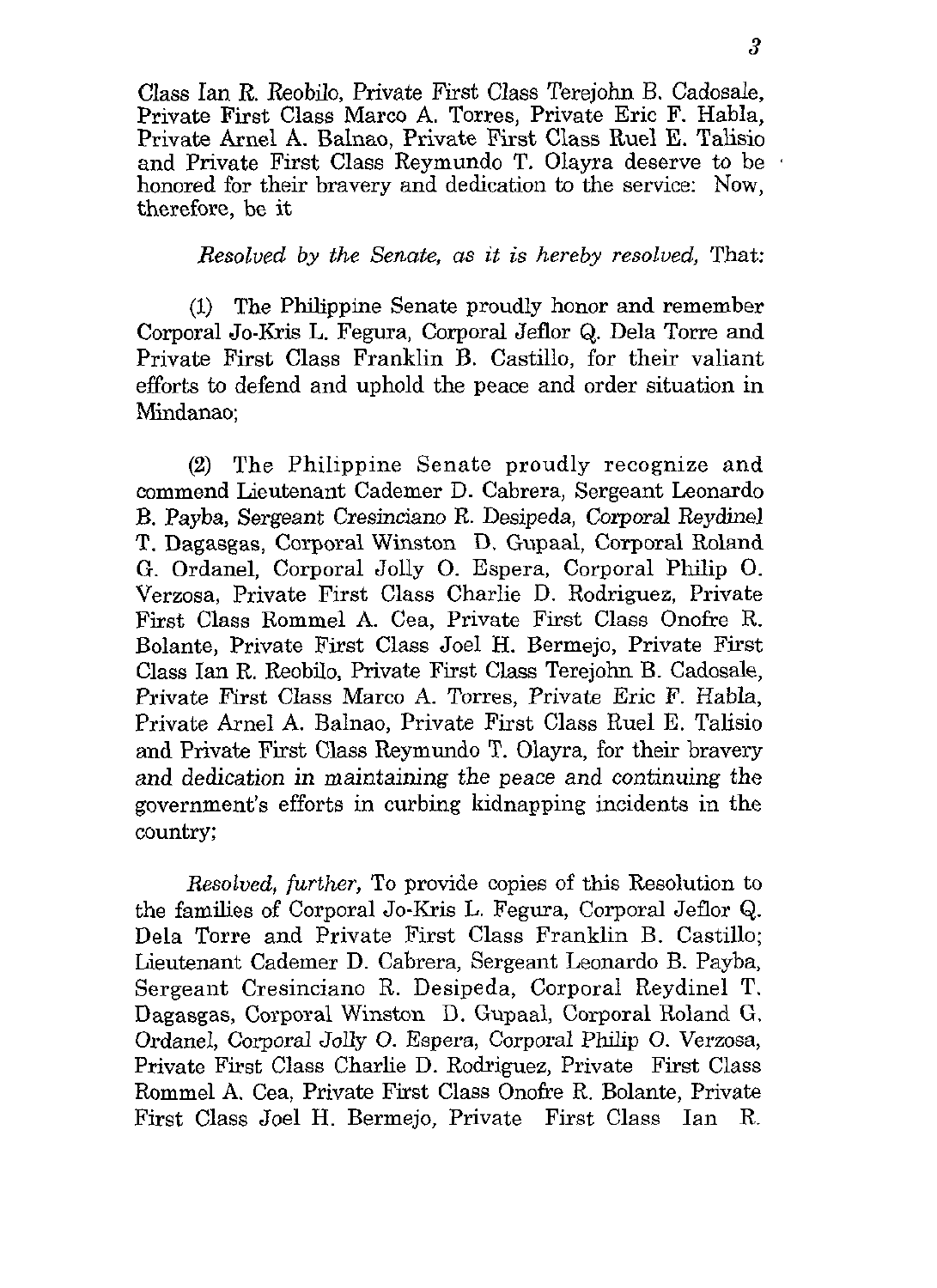Class Ian R. Reobilo, Private First Class Terejohn B. Cadosale, Private First Class Marco A. Torres, Private Eric F. Habla, Private Arnel A. Balnao, Private First Class Ruel E. Talisio and Private First Class Reymundo T. Olayra deserve to be honored for their bravery and dedication to the service: Now, therefore, be it

*Resolved by the Senate, as it is hereby resolved,* That:

(1) The Philippine Senate proudly honor and remember Corporal Jo-Kris L. Fegura, Corporal Jeflor Q. Dela Torre and Private First Class Franklin B. Castillo, for their valiant efforts to defend and uphold the peace and order situation in Mindanao;

(2) The Philippine Senate proudly recognize and commend Lieutenant Cademer D. Cabrera, Sergeant Leonardo B. Payba, Sergeant Cresinciano R. Desipeda, Corporal Reydinel T. Dagasgas, Corporal Winston D. Gupaal, Corporal Roland G. Ordanel, Corporal Jolly O. Espera, Corporal Philip O. Verzosa, Private First Class Charlie D. Rodriguez, Private First Class Rommel A. Cea, Private First Class Onofre R. Bolante, Private First Class Joel H. Bermejo, Private First Class Ian R. Reobilo, Private First Class Terejohn B. Cadosale, Private First Class Marco A. Torres, Private Eric F. Habla, Private Arnel A. Balnao, Private First Class Ruel E. Talisio and Private First Class Reymundo T. Olayra, for their bravery and dedication in maintaining the peace and continuing the government's efforts in curbing kidnapping incidents in the country;

*Resolved, further,* To provide copies of this Resolution to the families of Corporal Jo-Kris L. Fegura, Corporal Jeflor Q. Dela Torre and Private First Class Franklin B. Castillo; Lieutenant Cademer D. Cabrera, Sergeant Leonardo B. Payba, Sergeant Cresinciano R. Desipeda, Corporal Reydinel T. Dagasgas, Corporal Winston D. Gupaal, Corporal Roland G. Ordanel, Corporal Jolly O. Espera, Corporal Philip O. Verzosa, Private First Class Charlie D. Rodriguez, Private First Class Rommel A. Cea, Private First Class Onofre R. Bolante, Private First Class Joel H. Bermejo, Private First Class Ian R.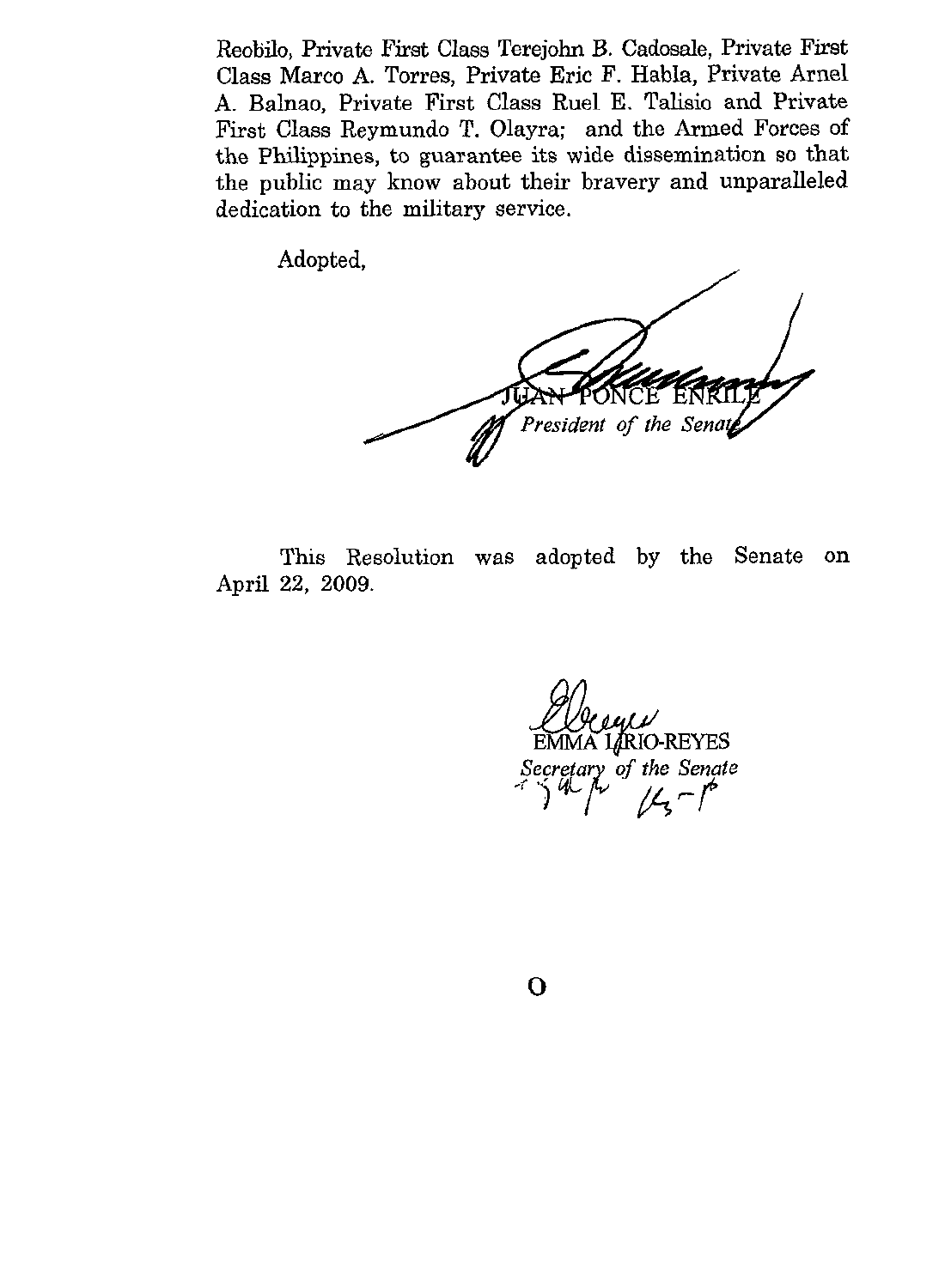Reobilo, Private First Class Terejohn B. Cadosale, Private First Class Marco A. Torres, Private Eric F. Habla, Private Arnel A. Balnao, Private First Class Ruel E. Talisio and Private First Class Reymundo T. Olayra; and the Armed Forces of the Philippines, to guarantee its wide dissemination so that the public may know about their bravery and unparalleled dedication to the military service.

Adopted,

JUAN PONCE ENRILE
*President of the Senate*

This Resolution was adopted by the Senate on April 22, 2009.

EMMA LIRIO-REYES
*Secretary of the Senate*

O